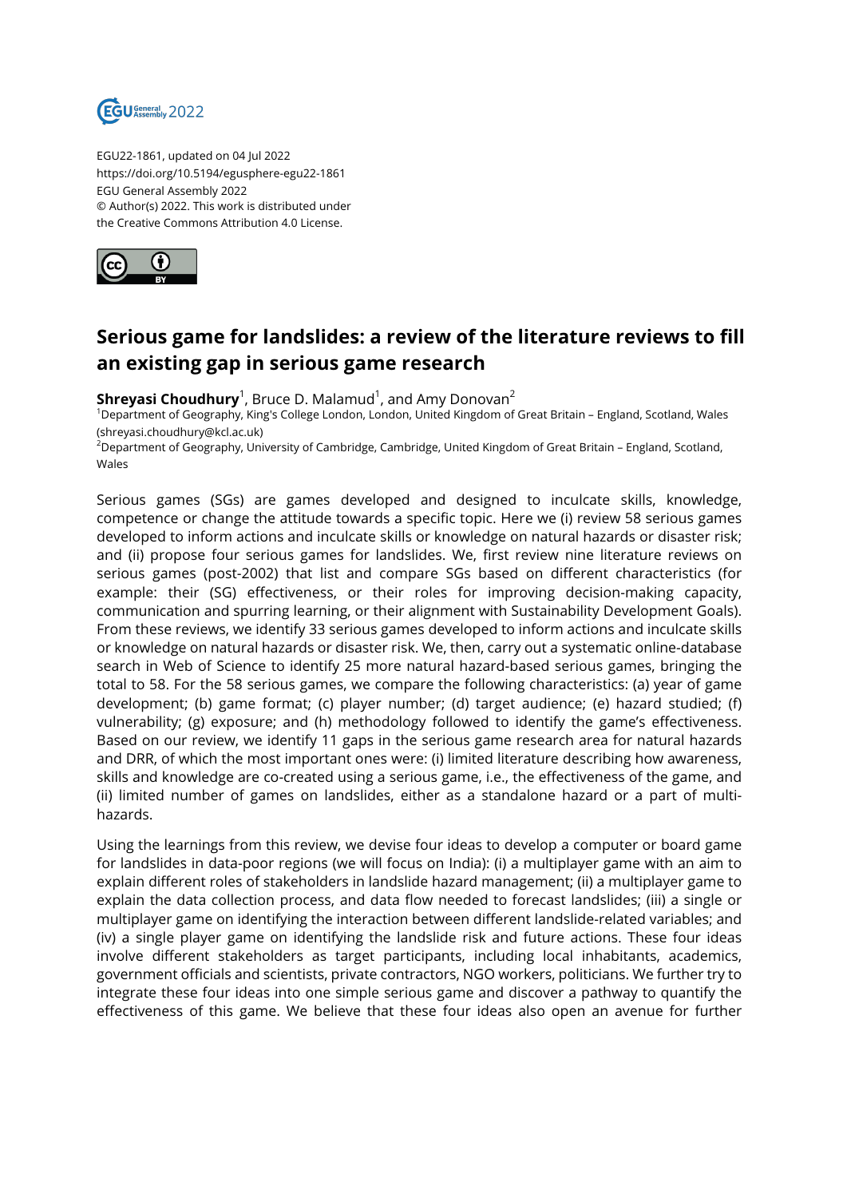EGU22-1861, updated on 04 Jul 2022
https://doi.org/10.5194/egusphere-egu22-1861
EGU General Assembly 2022
© Author(s) 2022. This work is distributed under
the Creative Commons Attribution 4.0 License.

# Serious game for landslides: a review of the literature reviews to fill an existing gap in serious game research

**Shreyasi Choudhury**[1], Bruce D. Malamud[1], and Amy Donovan[2]

[1]Department of Geography, King's College London, London, United Kingdom of Great Britain – England, Scotland, Wales (shreyasi.choudhury@kcl.ac.uk)
[2]Department of Geography, University of Cambridge, Cambridge, United Kingdom of Great Britain – England, Scotland, Wales

Serious games (SGs) are games developed and designed to inculcate skills, knowledge, competence or change the attitude towards a specific topic. Here we (i) review 58 serious games developed to inform actions and inculcate skills or knowledge on natural hazards or disaster risk; and (ii) propose four serious games for landslides. We, first review nine literature reviews on serious games (post-2002) that list and compare SGs based on different characteristics (for example: their (SG) effectiveness, or their roles for improving decision-making capacity, communication and spurring learning, or their alignment with Sustainability Development Goals). From these reviews, we identify 33 serious games developed to inform actions and inculcate skills or knowledge on natural hazards or disaster risk. We, then, carry out a systematic online-database search in Web of Science to identify 25 more natural hazard-based serious games, bringing the total to 58. For the 58 serious games, we compare the following characteristics: (a) year of game development; (b) game format; (c) player number; (d) target audience; (e) hazard studied; (f) vulnerability; (g) exposure; and (h) methodology followed to identify the game's effectiveness. Based on our review, we identify 11 gaps in the serious game research area for natural hazards and DRR, of which the most important ones were: (i) limited literature describing how awareness, skills and knowledge are co-created using a serious game, i.e., the effectiveness of the game, and (ii) limited number of games on landslides, either as a standalone hazard or a part of multi-hazards.

Using the learnings from this review, we devise four ideas to develop a computer or board game for landslides in data-poor regions (we will focus on India): (i) a multiplayer game with an aim to explain different roles of stakeholders in landslide hazard management; (ii) a multiplayer game to explain the data collection process, and data flow needed to forecast landslides; (iii) a single or multiplayer game on identifying the interaction between different landslide-related variables; and (iv) a single player game on identifying the landslide risk and future actions. These four ideas involve different stakeholders as target participants, including local inhabitants, academics, government officials and scientists, private contractors, NGO workers, politicians. We further try to integrate these four ideas into one simple serious game and discover a pathway to quantify the effectiveness of this game. We believe that these four ideas also open an avenue for further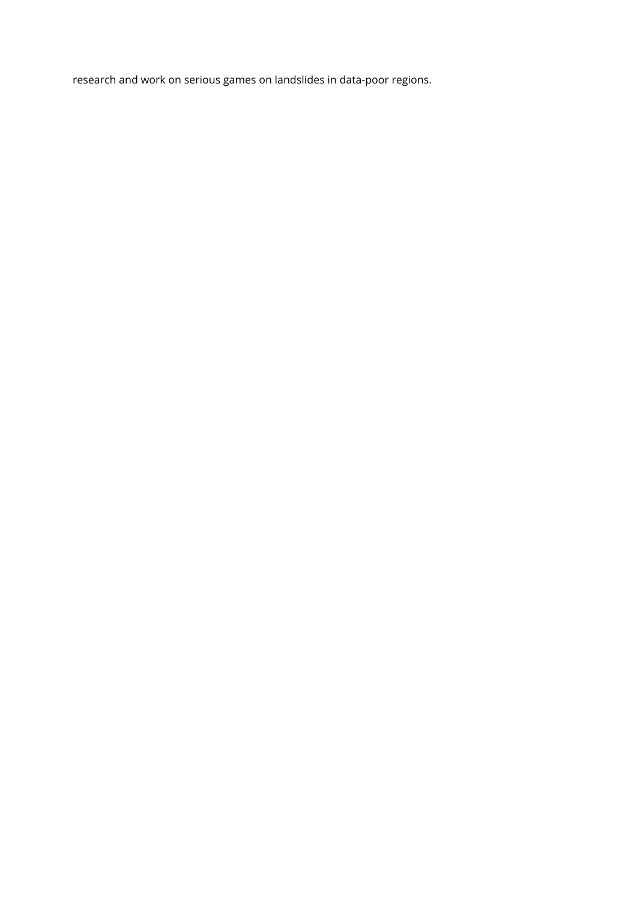research and work on serious games on landslides in data-poor regions.